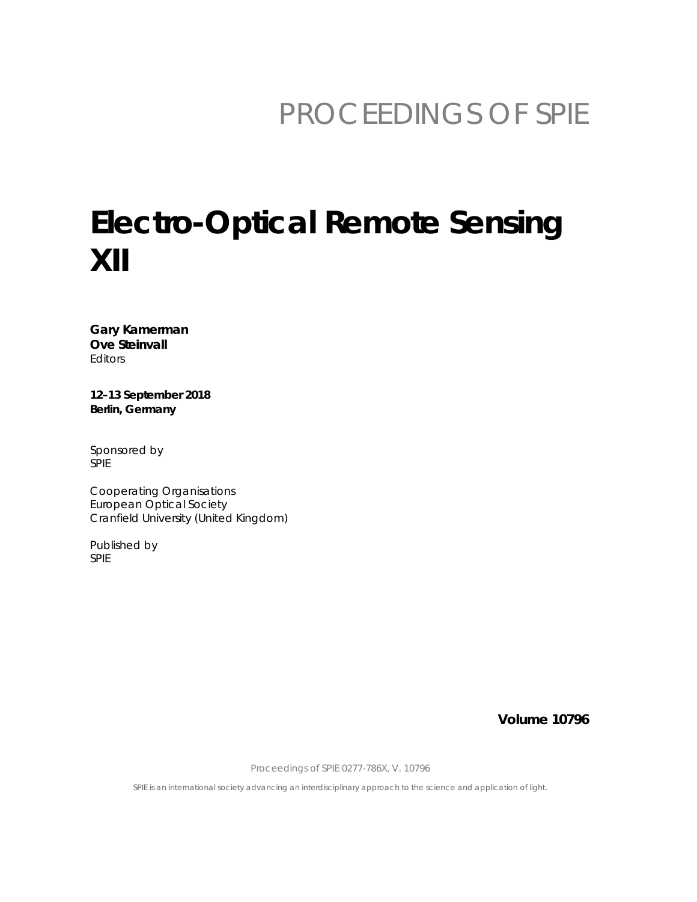PROCEEDINGS OF SPIE

# Electro-Optical Remote Sensing XII

**Gary Kamerman**
**Ove Steinvall**
Editors

**12–13 September 2018**
**Berlin, Germany**

Sponsored by
SPIE

Cooperating Organisations
European Optical Society
Cranfield University (United Kingdom)

Published by
SPIE

**Volume 10796**

Proceedings of SPIE 0277-786X, V. 10796

SPIE is an international society advancing an interdisciplinary approach to the science and application of light.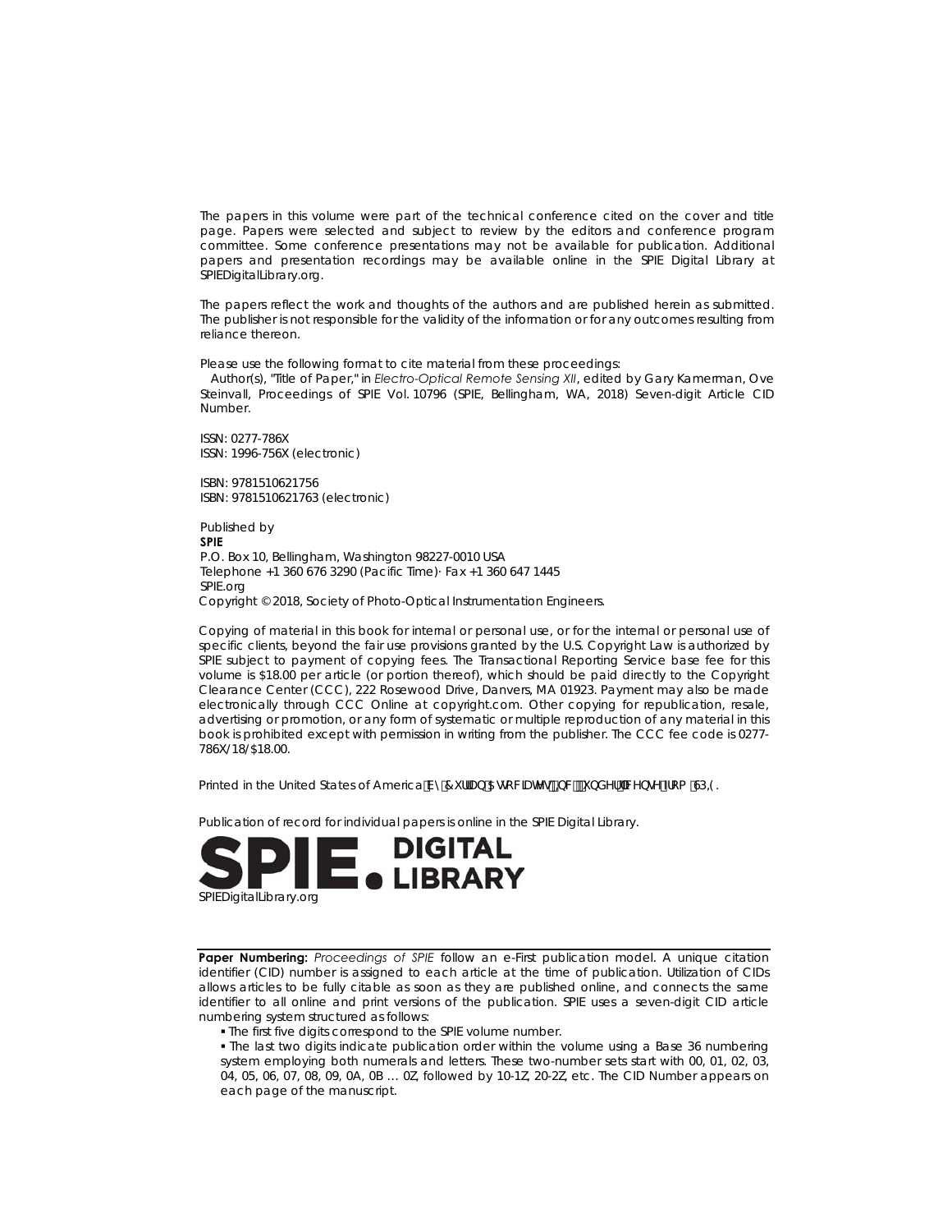The papers in this volume were part of the technical conference cited on the cover and title page. Papers were selected and subject to review by the editors and conference program committee. Some conference presentations may not be available for publication. Additional papers and presentation recordings may be available online in the SPIE Digital Library at SPIEDigitalLibrary.org.

The papers reflect the work and thoughts of the authors and are published herein as submitted. The publisher is not responsible for the validity of the information or for any outcomes resulting from reliance thereon.

Please use the following format to cite material from these proceedings:
Author(s), "Title of Paper," in *Electro-Optical Remote Sensing XII*, edited by Gary Kamerman, Ove Steinvall, Proceedings of SPIE Vol. 10796 (SPIE, Bellingham, WA, 2018) Seven-digit Article CID Number.

ISSN: 0277-786X
ISSN: 1996-756X (electronic)

ISBN: 9781510621756
ISBN: 9781510621763 (electronic)

Published by
**SPIE**
P.O. Box 10, Bellingham, Washington 98227-0010 USA
Telephone +1 360 676 3290 (Pacific Time)· Fax +1 360 647 1445
SPIE.org
Copyright © 2018, Society of Photo-Optical Instrumentation Engineers.

Copying of material in this book for internal or personal use, or for the internal or personal use of specific clients, beyond the fair use provisions granted by the U.S. Copyright Law is authorized by SPIE subject to payment of copying fees. The Transactional Reporting Service base fee for this volume is $18.00 per article (or portion thereof), which should be paid directly to the Copyright Clearance Center (CCC), 222 Rosewood Drive, Danvers, MA 01923. Payment may also be made electronically through CCC Online at copyright.com. Other copying for republication, resale, advertising or promotion, or any form of systematic or multiple reproduction of any material in this book is prohibited except with permission in writing from the publisher. The CCC fee code is 0277-786X/18/$18.00.

Printed in the United States of America by Curran Associates, Inc., under license from SPIE.

Publication of record for individual papers is online in the SPIE Digital Library.

SPIE. DIGITAL LIBRARY
SPIEDigitalLibrary.org

**Paper Numbering:** *Proceedings of SPIE* follow an e-First publication model. A unique citation identifier (CID) number is assigned to each article at the time of publication. Utilization of CIDs allows articles to be fully citable as soon as they are published online, and connects the same identifier to all online and print versions of the publication. SPIE uses a seven-digit CID article numbering system structured as follows:

- The first five digits correspond to the SPIE volume number.
- The last two digits indicate publication order within the volume using a Base 36 numbering system employing both numerals and letters. These two-number sets start with 00, 01, 02, 03, 04, 05, 06, 07, 08, 09, 0A, 0B … 0Z, followed by 10-1Z, 20-2Z, etc. The CID Number appears on each page of the manuscript.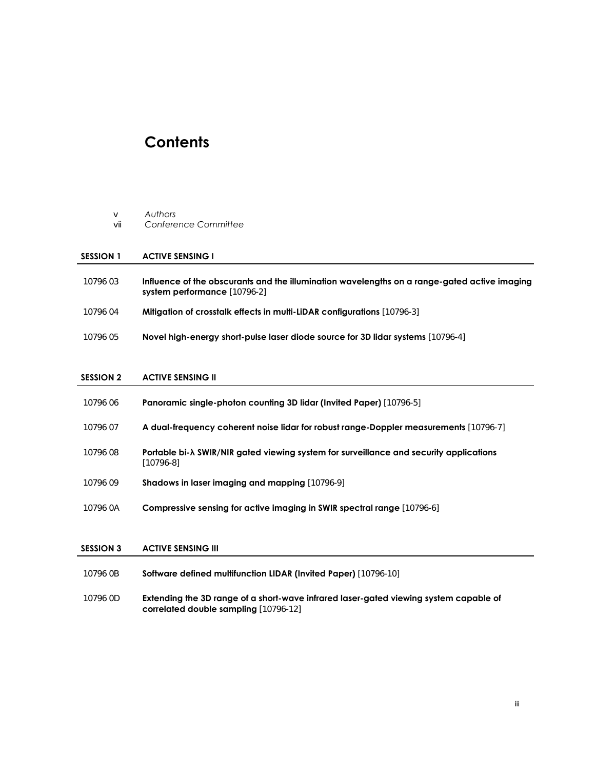# Contents

v *Authors*
vii *Conference Committee*

## SESSION 1 ACTIVE SENSING I

10796 03 **Influence of the obscurants and the illumination wavelengths on a range-gated active imaging system performance** [10796-2]

10796 04 **Mitigation of crosstalk effects in multi-LiDAR configurations** [10796-3]

10796 05 **Novel high-energy short-pulse laser diode source for 3D lidar systems** [10796-4]

## SESSION 2 ACTIVE SENSING II

10796 06 **Panoramic single-photon counting 3D lidar (Invited Paper)** [10796-5]

10796 07 **A dual-frequency coherent noise lidar for robust range-Doppler measurements** [10796-7]

10796 08 **Portable bi-λ SWIR/NIR gated viewing system for surveillance and security applications** [10796-8]

10796 09 **Shadows in laser imaging and mapping** [10796-9]

10796 0A **Compressive sensing for active imaging in SWIR spectral range** [10796-6]

## SESSION 3 ACTIVE SENSING III

10796 0B **Software defined multifunction LIDAR (Invited Paper)** [10796-10]

10796 0D **Extending the 3D range of a short-wave infrared laser-gated viewing system capable of correlated double sampling** [10796-12]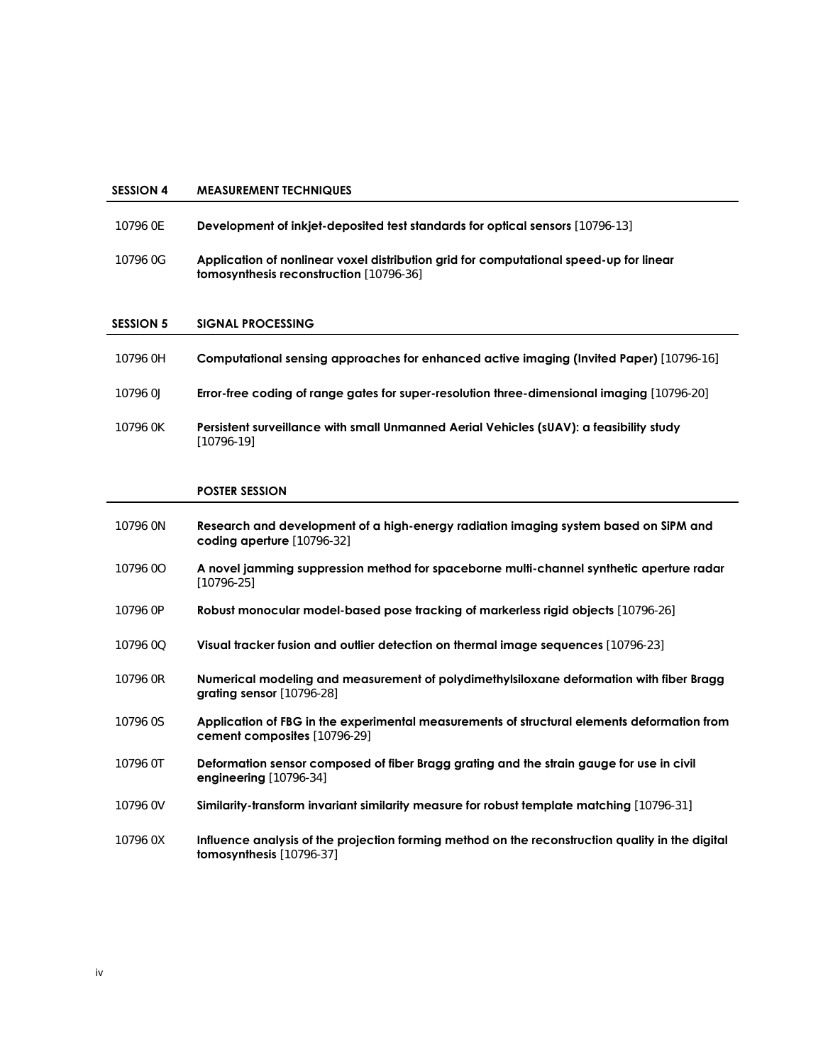## SESSION 4 MEASUREMENT TECHNIQUES

10796 0E **Development of inkjet-deposited test standards for optical sensors** [10796-13]

10796 0G **Application of nonlinear voxel distribution grid for computational speed-up for linear tomosynthesis reconstruction** [10796-36]

## SESSION 5 SIGNAL PROCESSING

10796 0H **Computational sensing approaches for enhanced active imaging (Invited Paper)** [10796-16]

10796 0J **Error-free coding of range gates for super-resolution three-dimensional imaging** [10796-20]

10796 0K **Persistent surveillance with small Unmanned Aerial Vehicles (sUAV): a feasibility study** [10796-19]

## POSTER SESSION

10796 0N **Research and development of a high-energy radiation imaging system based on SiPM and coding aperture** [10796-32]

10796 0O **A novel jamming suppression method for spaceborne multi-channel synthetic aperture radar** [10796-25]

10796 0P **Robust monocular model-based pose tracking of markerless rigid objects** [10796-26]

10796 0Q **Visual tracker fusion and outlier detection on thermal image sequences** [10796-23]

10796 0R **Numerical modeling and measurement of polydimethylsiloxane deformation with fiber Bragg grating sensor** [10796-28]

10796 0S **Application of FBG in the experimental measurements of structural elements deformation from cement composites** [10796-29]

10796 0T **Deformation sensor composed of fiber Bragg grating and the strain gauge for use in civil engineering** [10796-34]

10796 0V **Similarity-transform invariant similarity measure for robust template matching** [10796-31]

10796 0X **Influence analysis of the projection forming method on the reconstruction quality in the digital tomosynthesis** [10796-37]